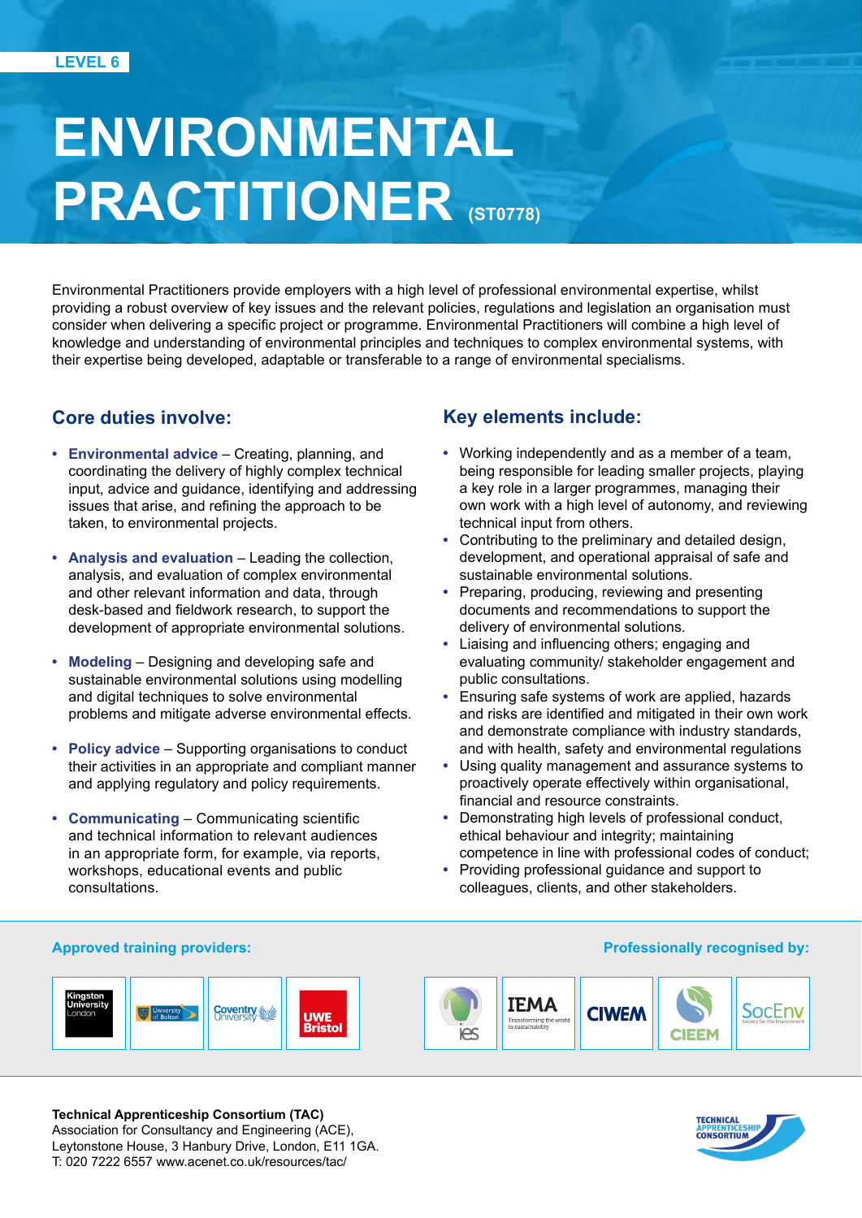LEVEL 6

# ENVIRONMENTAL PRACTITIONER (ST0778)

Environmental Practitioners provide employers with a high level of professional environmental expertise, whilst providing a robust overview of key issues and the relevant policies, regulations and legislation an organisation must consider when delivering a specific project or programme. Environmental Practitioners will combine a high level of knowledge and understanding of environmental principles and techniques to complex environmental systems, with their expertise being developed, adaptable or transferable to a range of environmental specialisms.

## Core duties involve:

- **Environmental advice** – Creating, planning, and coordinating the delivery of highly complex technical input, advice and guidance, identifying and addressing issues that arise, and refining the approach to be taken, to environmental projects.
- **Analysis and evaluation** – Leading the collection, analysis, and evaluation of complex environmental and other relevant information and data, through desk-based and fieldwork research, to support the development of appropriate environmental solutions.
- **Modeling** – Designing and developing safe and sustainable environmental solutions using modelling and digital techniques to solve environmental problems and mitigate adverse environmental effects.
- **Policy advice** – Supporting organisations to conduct their activities in an appropriate and compliant manner and applying regulatory and policy requirements.
- **Communicating** – Communicating scientific and technical information to relevant audiences in an appropriate form, for example, via reports, workshops, educational events and public consultations.

## Key elements include:

- Working independently and as a member of a team, being responsible for leading smaller projects, playing a key role in a larger programmes, managing their own work with a high level of autonomy, and reviewing technical input from others.
- Contributing to the preliminary and detailed design, development, and operational appraisal of safe and sustainable environmental solutions.
- Preparing, producing, reviewing and presenting documents and recommendations to support the delivery of environmental solutions.
- Liaising and influencing others; engaging and evaluating community/ stakeholder engagement and public consultations.
- Ensuring safe systems of work are applied, hazards and risks are identified and mitigated in their own work and demonstrate compliance with industry standards, and with health, safety and environmental regulations
- Using quality management and assurance systems to proactively operate effectively within organisational, financial and resource constraints.
- Demonstrating high levels of professional conduct, ethical behaviour and integrity; maintaining competence in line with professional codes of conduct;
- Providing professional guidance and support to colleagues, clients, and other stakeholders.

**Approved training providers:**

Kingston University London, University of Bolton, Coventry University, UWE Bristol

**Professionally recognised by:**

IES, IEMA, CIWEM, CIEEM, SocEnv

**Technical Apprenticeship Consortium (TAC)**
Association for Consultancy and Engineering (ACE),
Leytonstone House, 3 Hanbury Drive, London, E11 1GA.
T: 020 7222 6557 www.acenet.co.uk/resources/tac/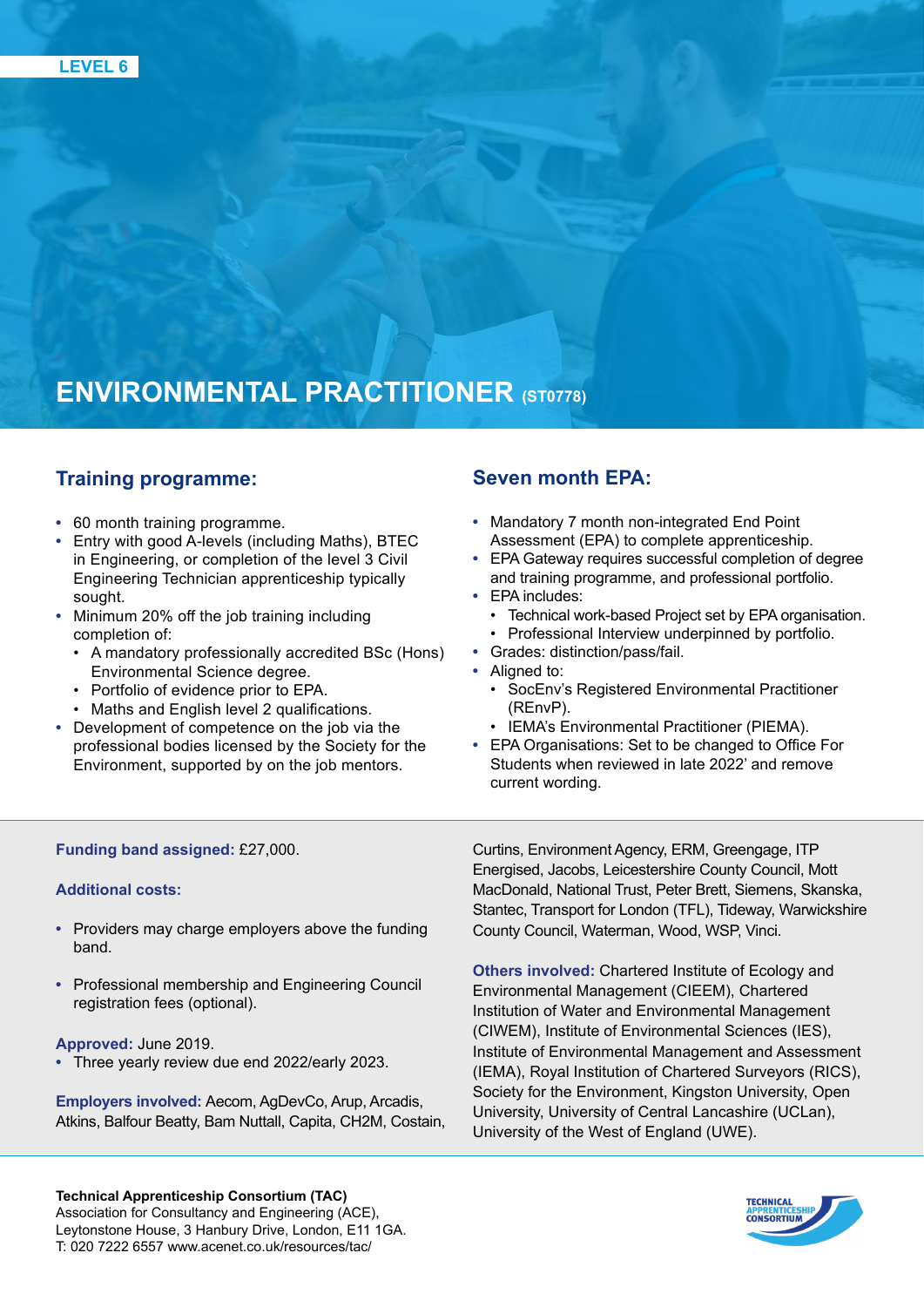LEVEL 6

# ENVIRONMENTAL PRACTITIONER (ST0778)

## Training programme:

- 60 month training programme.
- Entry with good A-levels (including Maths), BTEC in Engineering, or completion of the level 3 Civil Engineering Technician apprenticeship typically sought.
- Minimum 20% off the job training including completion of:
  - A mandatory professionally accredited BSc (Hons) Environmental Science degree.
  - Portfolio of evidence prior to EPA.
  - Maths and English level 2 qualifications.
- Development of competence on the job via the professional bodies licensed by the Society for the Environment, supported by on the job mentors.

## Seven month EPA:

- Mandatory 7 month non-integrated End Point Assessment (EPA) to complete apprenticeship.
- EPA Gateway requires successful completion of degree and training programme, and professional portfolio.
- EPA includes:
  - Technical work-based Project set by EPA organisation.
  - Professional Interview underpinned by portfolio.
- Grades: distinction/pass/fail.
- Aligned to:
  - SocEnv's Registered Environmental Practitioner (REnvP).
  - IEMA's Environmental Practitioner (PIEMA).
- EPA Organisations: Set to be changed to Office For Students when reviewed in late 2022' and remove current wording.

**Funding band assigned:** £27,000.

**Additional costs:**

- Providers may charge employers above the funding band.
- Professional membership and Engineering Council registration fees (optional).

**Approved:** June 2019.

- Three yearly review due end 2022/early 2023.

**Employers involved:** Aecom, AgDevCo, Arup, Arcadis, Atkins, Balfour Beatty, Bam Nuttall, Capita, CH2M, Costain, Curtins, Environment Agency, ERM, Greengage, ITP Energised, Jacobs, Leicestershire County Council, Mott MacDonald, National Trust, Peter Brett, Siemens, Skanska, Stantec, Transport for London (TFL), Tideway, Warwickshire County Council, Waterman, Wood, WSP, Vinci.

**Others involved:** Chartered Institute of Ecology and Environmental Management (CIEEM), Chartered Institution of Water and Environmental Management (CIWEM), Institute of Environmental Sciences (IES), Institute of Environmental Management and Assessment (IEMA), Royal Institution of Chartered Surveyors (RICS), Society for the Environment, Kingston University, Open University, University of Central Lancashire (UCLan), University of the West of England (UWE).

**Technical Apprenticeship Consortium (TAC)**
Association for Consultancy and Engineering (ACE),
Leytonstone House, 3 Hanbury Drive, London, E11 1GA.
T: 020 7222 6557 www.acenet.co.uk/resources/tac/